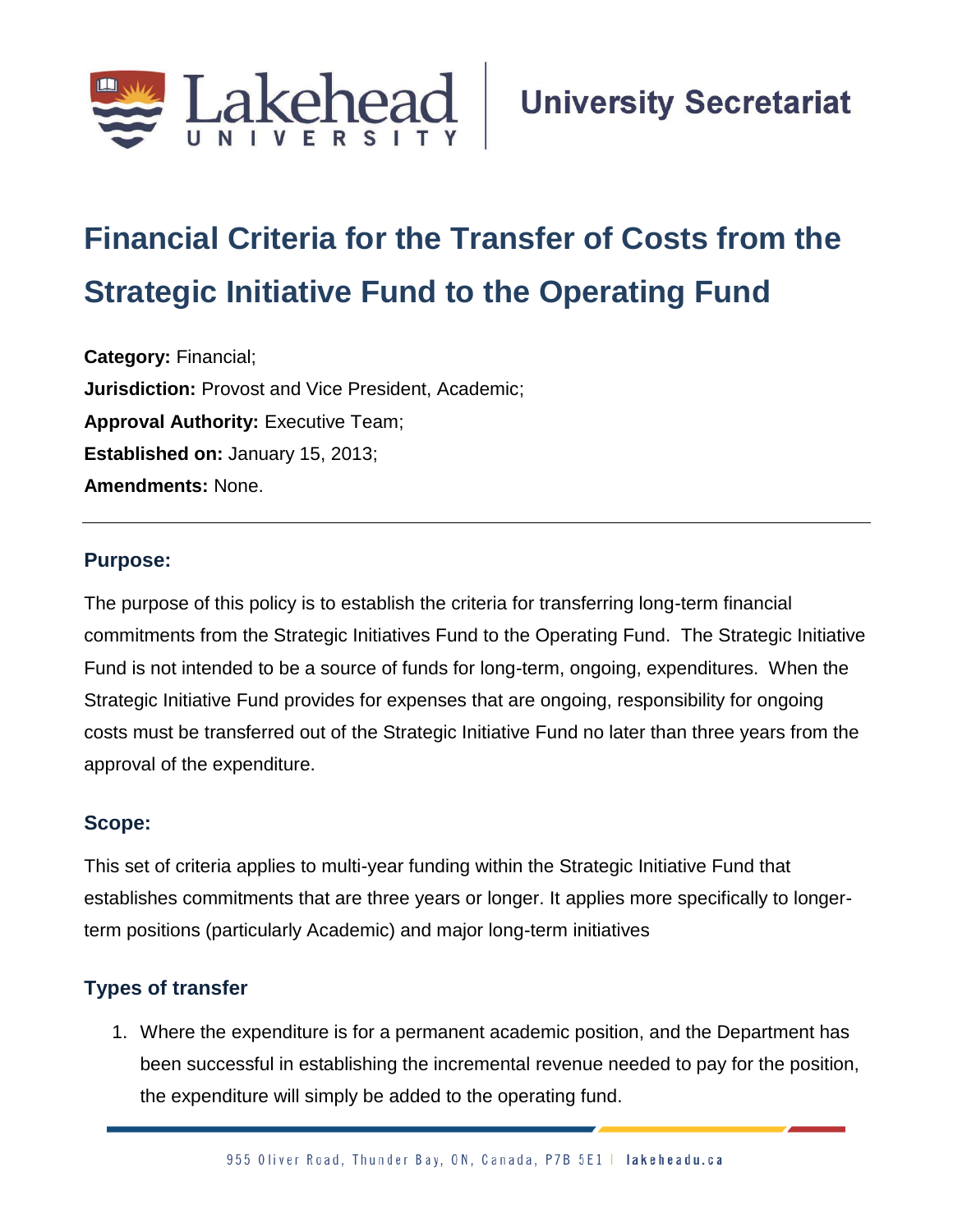# Financial Criteria for the Transfer of Costs from the Strategic Initiative Fund to the Operating Fund

**Category:** Financial;
**Jurisdiction:** Provost and Vice President, Academic;
**Approval Authority:** Executive Team;
**Established on:** January 15, 2013;
**Amendments:** None.

---

## Purpose:

The purpose of this policy is to establish the criteria for transferring long-term financial commitments from the Strategic Initiatives Fund to the Operating Fund. The Strategic Initiative Fund is not intended to be a source of funds for long-term, ongoing, expenditures. When the Strategic Initiative Fund provides for expenses that are ongoing, responsibility for ongoing costs must be transferred out of the Strategic Initiative Fund no later than three years from the approval of the expenditure.

## Scope:

This set of criteria applies to multi-year funding within the Strategic Initiative Fund that establishes commitments that are three years or longer. It applies more specifically to longer-term positions (particularly Academic) and major long-term initiatives

## Types of transfer

1. Where the expenditure is for a permanent academic position, and the Department has been successful in establishing the incremental revenue needed to pay for the position, the expenditure will simply be added to the operating fund.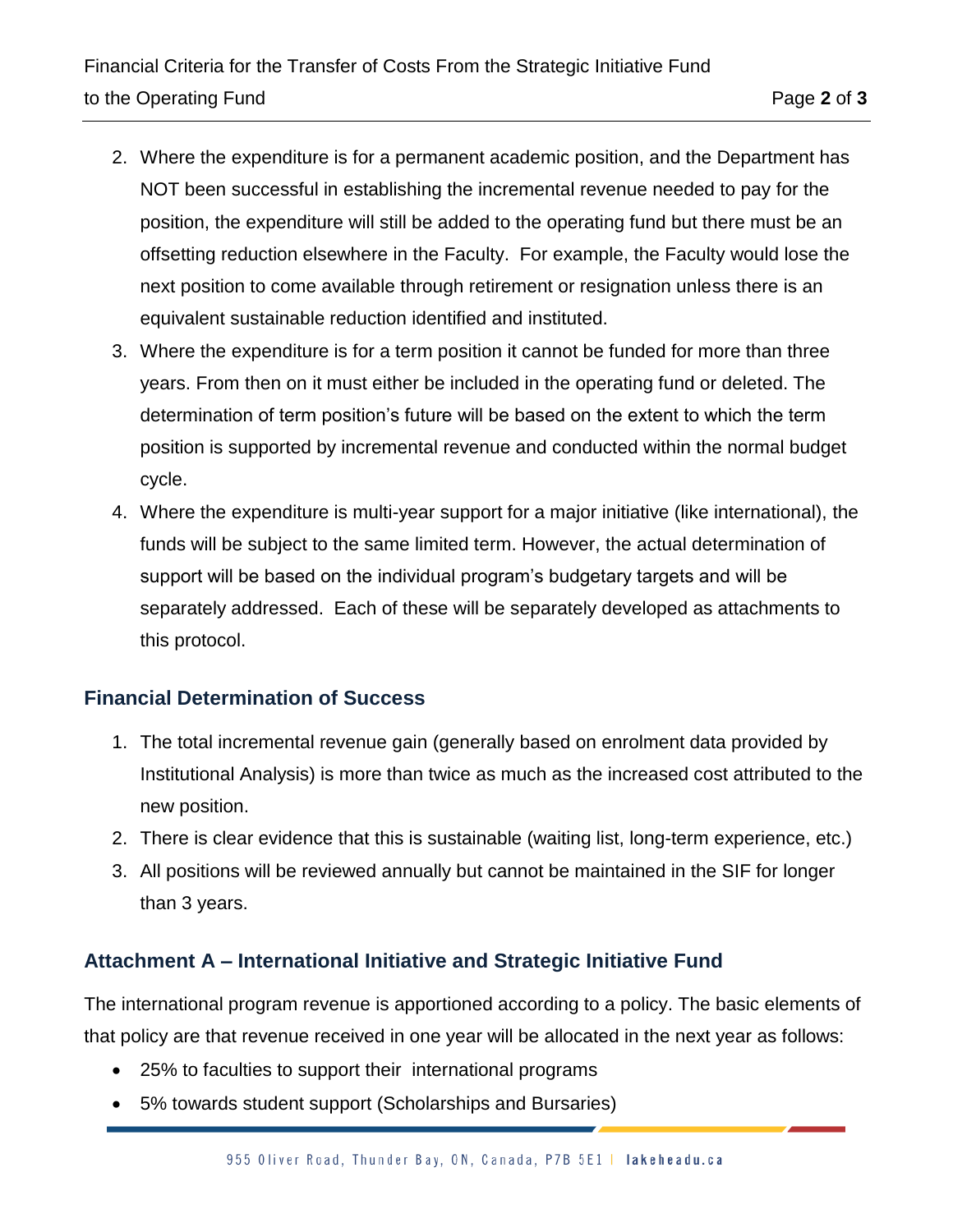2. Where the expenditure is for a permanent academic position, and the Department has NOT been successful in establishing the incremental revenue needed to pay for the position, the expenditure will still be added to the operating fund but there must be an offsetting reduction elsewhere in the Faculty. For example, the Faculty would lose the next position to come available through retirement or resignation unless there is an equivalent sustainable reduction identified and instituted.
3. Where the expenditure is for a term position it cannot be funded for more than three years. From then on it must either be included in the operating fund or deleted. The determination of term position's future will be based on the extent to which the term position is supported by incremental revenue and conducted within the normal budget cycle.
4. Where the expenditure is multi-year support for a major initiative (like international), the funds will be subject to the same limited term. However, the actual determination of support will be based on the individual program's budgetary targets and will be separately addressed. Each of these will be separately developed as attachments to this protocol.

## Financial Determination of Success

1. The total incremental revenue gain (generally based on enrolment data provided by Institutional Analysis) is more than twice as much as the increased cost attributed to the new position.
2. There is clear evidence that this is sustainable (waiting list, long-term experience, etc.)
3. All positions will be reviewed annually but cannot be maintained in the SIF for longer than 3 years.

## Attachment A – International Initiative and Strategic Initiative Fund

The international program revenue is apportioned according to a policy. The basic elements of that policy are that revenue received in one year will be allocated in the next year as follows:

- 25% to faculties to support their international programs
- 5% towards student support (Scholarships and Bursaries)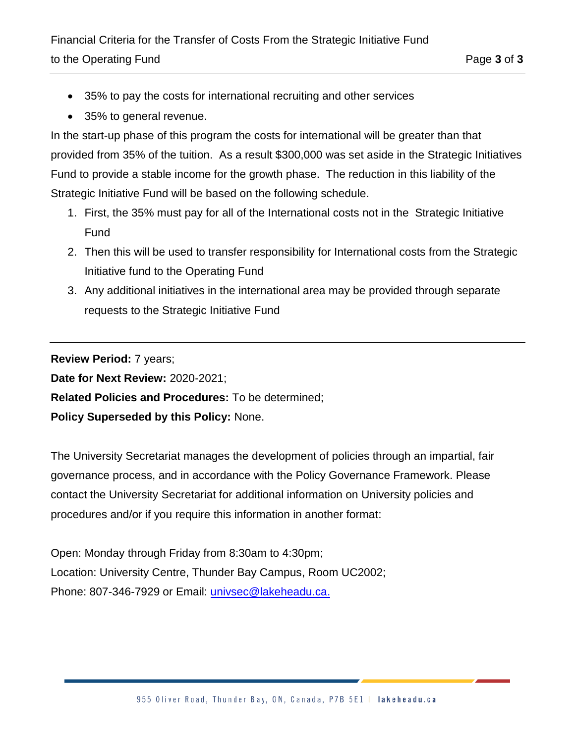- 35% to pay the costs for international recruiting and other services
- 35% to general revenue.

In the start-up phase of this program the costs for international will be greater than that provided from 35% of the tuition. As a result $300,000 was set aside in the Strategic Initiatives Fund to provide a stable income for the growth phase. The reduction in this liability of the Strategic Initiative Fund will be based on the following schedule.

1. First, the 35% must pay for all of the International costs not in the Strategic Initiative Fund
2. Then this will be used to transfer responsibility for International costs from the Strategic Initiative fund to the Operating Fund
3. Any additional initiatives in the international area may be provided through separate requests to the Strategic Initiative Fund

---

**Review Period:** 7 years;
**Date for Next Review:** 2020-2021;
**Related Policies and Procedures:** To be determined;
**Policy Superseded by this Policy:** None.

The University Secretariat manages the development of policies through an impartial, fair governance process, and in accordance with the Policy Governance Framework. Please contact the University Secretariat for additional information on University policies and procedures and/or if you require this information in another format:

Open: Monday through Friday from 8:30am to 4:30pm;
Location: University Centre, Thunder Bay Campus, Room UC2002;
Phone: 807-346-7929 or Email: univsec@lakeheadu.ca.